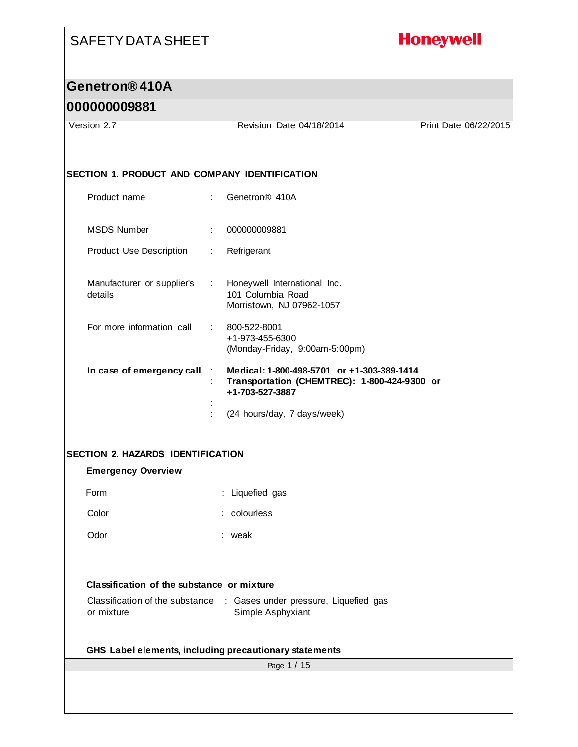# SAFETY DATA SHEET

**Honeywell**

## Genetron® 410A

## 000000009881

Version 2.7 | Revision Date 04/18/2014 | Print Date 06/22/2015

### SECTION 1. PRODUCT AND COMPANY IDENTIFICATION

| | | |
|---|---|---|
| Product name | : | Genetron® 410A |
| MSDS Number | : | 000000009881 |
| Product Use Description | : | Refrigerant |
| Manufacturer or supplier's details | : | Honeywell International Inc.<br>101 Columbia Road<br>Morristown, NJ 07962-1057 |
| For more information call | : | 800-522-8001<br>+1-973-455-6300<br>(Monday-Friday, 9:00am-5:00pm) |
| **In case of emergency call** | : | **Medical: 1-800-498-5701 or +1-303-389-1414** |
| | : | **Transportation (CHEMTREC): 1-800-424-9300 or +1-703-527-3887** |
| | : | |
| | : | (24 hours/day, 7 days/week) |

### SECTION 2. HAZARDS IDENTIFICATION

**Emergency Overview**

| | | |
|---|---|---|
| Form | : | Liquefied gas |
| Color | : | colourless |
| Odor | : | weak |

**Classification of the substance or mixture**

| | | |
|---|---|---|
| Classification of the substance or mixture | : | Gases under pressure, Liquefied gas<br>Simple Asphyxiant |

**GHS Label elements, including precautionary statements**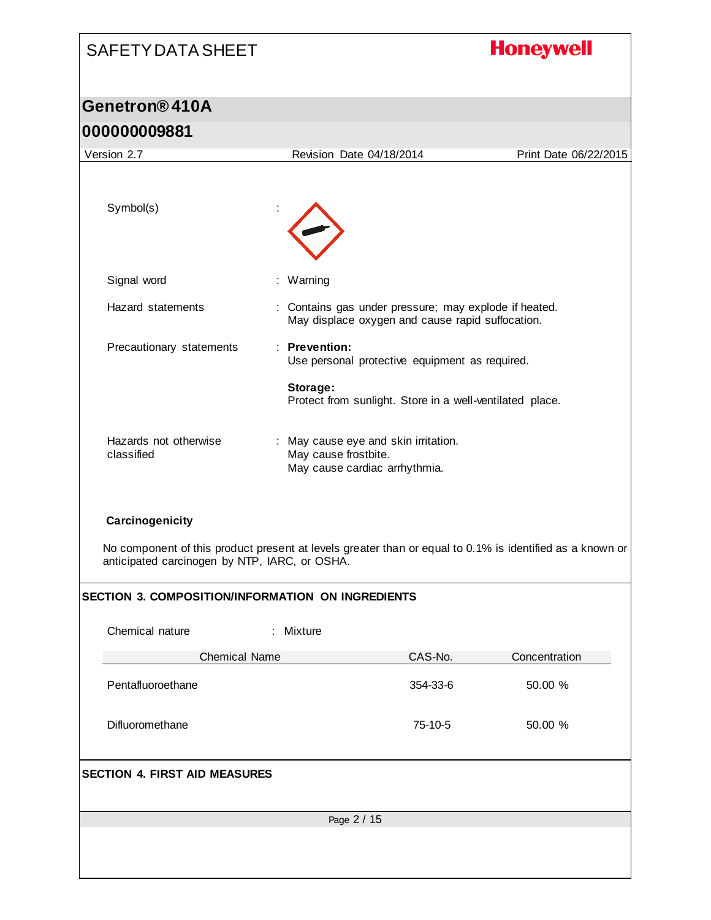Symbol(s) :

Signal word : Warning

Hazard statements : Contains gas under pressure; may explode if heated.
May displace oxygen and cause rapid suffocation.

Precautionary statements : **Prevention:**
Use personal protective equipment as required.

**Storage:**
Protect from sunlight. Store in a well-ventilated place.

Hazards not otherwise classified : May cause eye and skin irritation.
May cause frostbite.
May cause cardiac arrhythmia.

**Carcinogenicity**

No component of this product present at levels greater than or equal to 0.1% is identified as a known or anticipated carcinogen by NTP, IARC, or OSHA.

## SECTION 3. COMPOSITION/INFORMATION ON INGREDIENTS

Chemical nature : Mixture

| Chemical Name | CAS-No. | Concentration |
|---|---|---|
| Pentafluoroethane | 354-33-6 | 50.00 % |
| Difluoromethane | 75-10-5 | 50.00 % |

## SECTION 4. FIRST AID MEASURES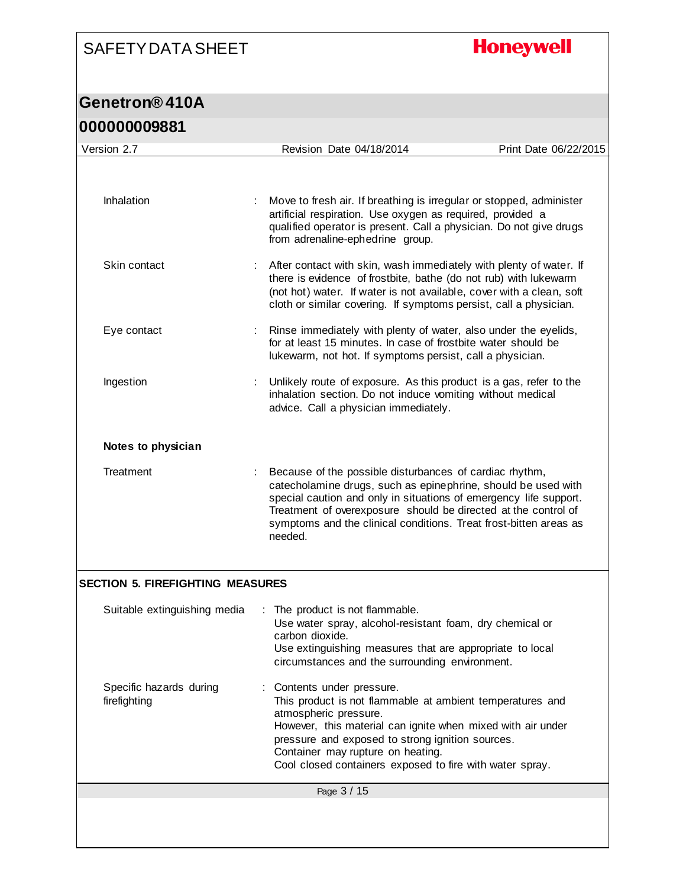| | | |
|---|---|---|
| Inhalation | : | Move to fresh air. If breathing is irregular or stopped, administer artificial respiration. Use oxygen as required, provided a qualified operator is present. Call a physician. Do not give drugs from adrenaline-ephedrine group. |
| Skin contact | : | After contact with skin, wash immediately with plenty of water. If there is evidence of frostbite, bathe (do not rub) with lukewarm (not hot) water. If water is not available, cover with a clean, soft cloth or similar covering. If symptoms persist, call a physician. |
| Eye contact | : | Rinse immediately with plenty of water, also under the eyelids, for at least 15 minutes. In case of frostbite water should be lukewarm, not hot. If symptoms persist, call a physician. |
| Ingestion | : | Unlikely route of exposure. As this product is a gas, refer to the inhalation section. Do not induce vomiting without medical advice. Call a physician immediately. |

**Notes to physician**

| | | |
|---|---|---|
| Treatment | : | Because of the possible disturbances of cardiac rhythm, catecholamine drugs, such as epinephrine, should be used with special caution and only in situations of emergency life support. Treatment of overexposure should be directed at the control of symptoms and the clinical conditions. Treat frost-bitten areas as needed. |

## SECTION 5. FIREFIGHTING MEASURES

| | | |
|---|---|---|
| Suitable extinguishing media | : | The product is not flammable.<br>Use water spray, alcohol-resistant foam, dry chemical or carbon dioxide.<br>Use extinguishing measures that are appropriate to local circumstances and the surrounding environment. |
| Specific hazards during firefighting | : | Contents under pressure.<br>This product is not flammable at ambient temperatures and atmospheric pressure.<br>However, this material can ignite when mixed with air under pressure and exposed to strong ignition sources.<br>Container may rupture on heating.<br>Cool closed containers exposed to fire with water spray. |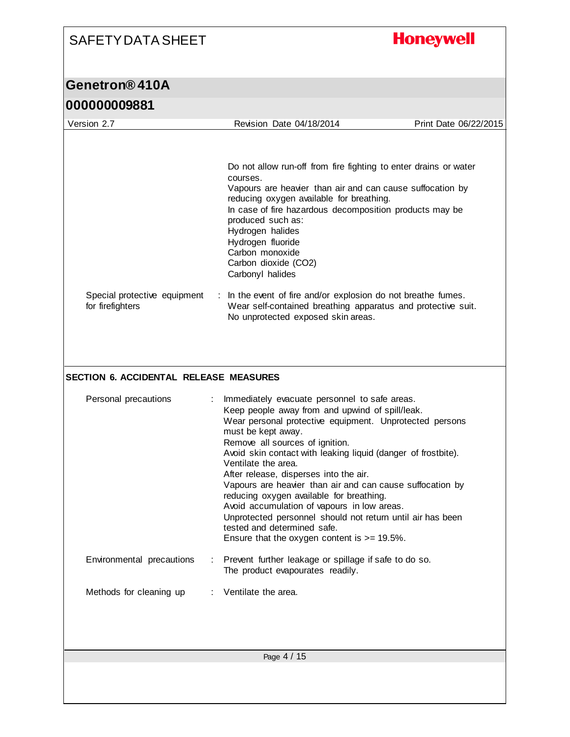Do not allow run-off from fire fighting to enter drains or water courses.
Vapours are heavier than air and can cause suffocation by reducing oxygen available for breathing.
In case of fire hazardous decomposition products may be produced such as:
Hydrogen halides
Hydrogen fluoride
Carbon monoxide
Carbon dioxide (CO2)
Carbonyl halides

Special protective equipment for firefighters : In the event of fire and/or explosion do not breathe fumes.
Wear self-contained breathing apparatus and protective suit.
No unprotected exposed skin areas.

## SECTION 6. ACCIDENTAL RELEASE MEASURES

Personal precautions : Immediately evacuate personnel to safe areas.
Keep people away from and upwind of spill/leak.
Wear personal protective equipment. Unprotected persons must be kept away.
Remove all sources of ignition.
Avoid skin contact with leaking liquid (danger of frostbite).
Ventilate the area.
After release, disperses into the air.
Vapours are heavier than air and can cause suffocation by reducing oxygen available for breathing.
Avoid accumulation of vapours in low areas.
Unprotected personnel should not return until air has been tested and determined safe.
Ensure that the oxygen content is >= 19.5%.

Environmental precautions : Prevent further leakage or spillage if safe to do so.
The product evapourates readily.

Methods for cleaning up : Ventilate the area.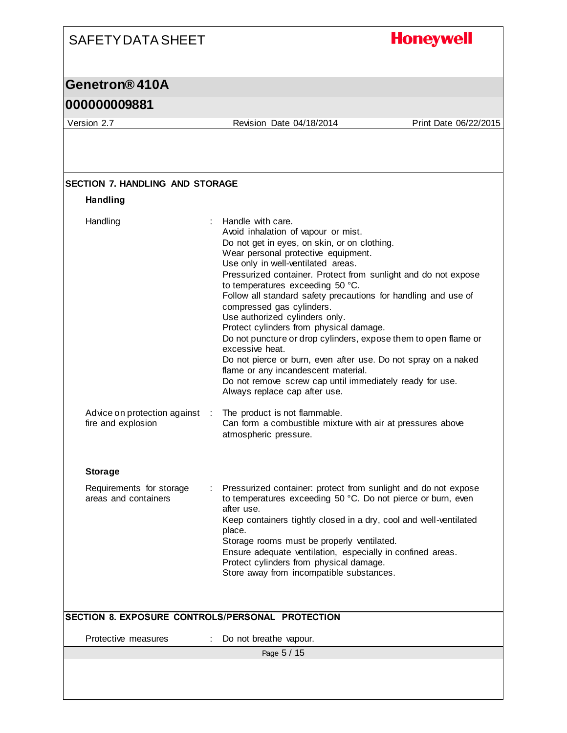## SECTION 7. HANDLING AND STORAGE

### Handling

| | |
|---|---|
| Handling | Handle with care.<br>Avoid inhalation of vapour or mist.<br>Do not get in eyes, on skin, or on clothing.<br>Wear personal protective equipment.<br>Use only in well-ventilated areas.<br>Pressurized container. Protect from sunlight and do not expose to temperatures exceeding 50 °C.<br>Follow all standard safety precautions for handling and use of compressed gas cylinders.<br>Use authorized cylinders only.<br>Protect cylinders from physical damage.<br>Do not puncture or drop cylinders, expose them to open flame or excessive heat.<br>Do not pierce or burn, even after use. Do not spray on a naked flame or any incandescent material.<br>Do not remove screw cap until immediately ready for use.<br>Always replace cap after use. |
| Advice on protection against fire and explosion | The product is not flammable.<br>Can form a combustible mixture with air at pressures above atmospheric pressure. |

### Storage

| | |
|---|---|
| Requirements for storage areas and containers | Pressurized container: protect from sunlight and do not expose to temperatures exceeding 50 °C. Do not pierce or burn, even after use.<br>Keep containers tightly closed in a dry, cool and well-ventilated place.<br>Storage rooms must be properly ventilated.<br>Ensure adequate ventilation, especially in confined areas.<br>Protect cylinders from physical damage.<br>Store away from incompatible substances. |

## SECTION 8. EXPOSURE CONTROLS/PERSONAL PROTECTION

| | |
|---|---|
| Protective measures | Do not breathe vapour. |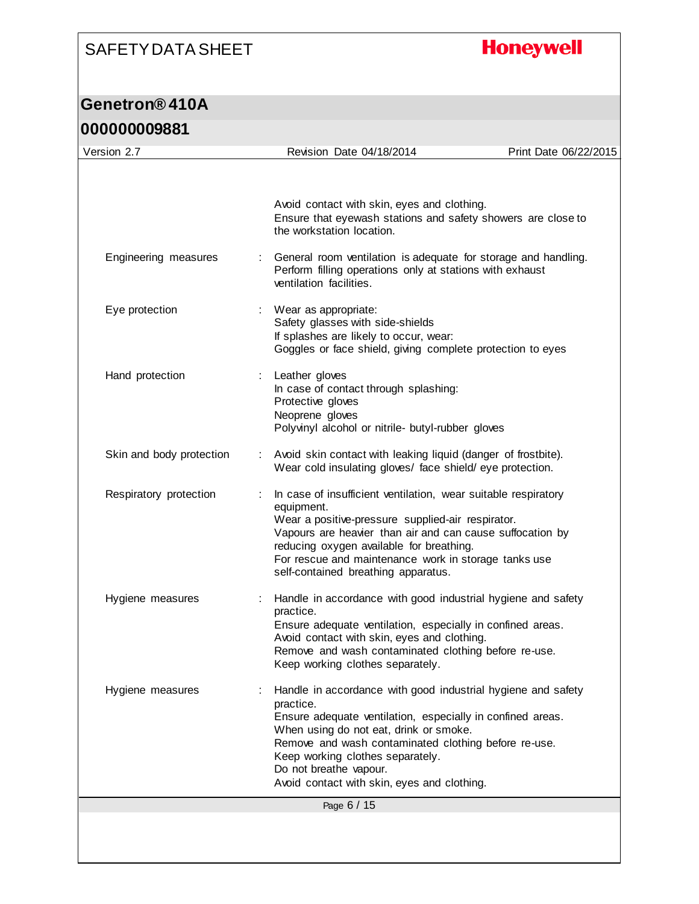Avoid contact with skin, eyes and clothing.
Ensure that eyewash stations and safety showers are close to the workstation location.

| | | |
|---|---|---|
| Engineering measures | : | General room ventilation is adequate for storage and handling.<br>Perform filling operations only at stations with exhaust ventilation facilities. |
| Eye protection | : | Wear as appropriate:<br>Safety glasses with side-shields<br>If splashes are likely to occur, wear:<br>Goggles or face shield, giving complete protection to eyes |
| Hand protection | : | Leather gloves<br>In case of contact through splashing:<br>Protective gloves<br>Neoprene gloves<br>Polyvinyl alcohol or nitrile- butyl-rubber gloves |
| Skin and body protection | : | Avoid skin contact with leaking liquid (danger of frostbite).<br>Wear cold insulating gloves/ face shield/ eye protection. |
| Respiratory protection | : | In case of insufficient ventilation, wear suitable respiratory equipment.<br>Wear a positive-pressure supplied-air respirator.<br>Vapours are heavier than air and can cause suffocation by reducing oxygen available for breathing.<br>For rescue and maintenance work in storage tanks use self-contained breathing apparatus. |
| Hygiene measures | : | Handle in accordance with good industrial hygiene and safety practice.<br>Ensure adequate ventilation, especially in confined areas.<br>Avoid contact with skin, eyes and clothing.<br>Remove and wash contaminated clothing before re-use.<br>Keep working clothes separately. |
| Hygiene measures | : | Handle in accordance with good industrial hygiene and safety practice.<br>Ensure adequate ventilation, especially in confined areas.<br>When using do not eat, drink or smoke.<br>Remove and wash contaminated clothing before re-use.<br>Keep working clothes separately.<br>Do not breathe vapour.<br>Avoid contact with skin, eyes and clothing. |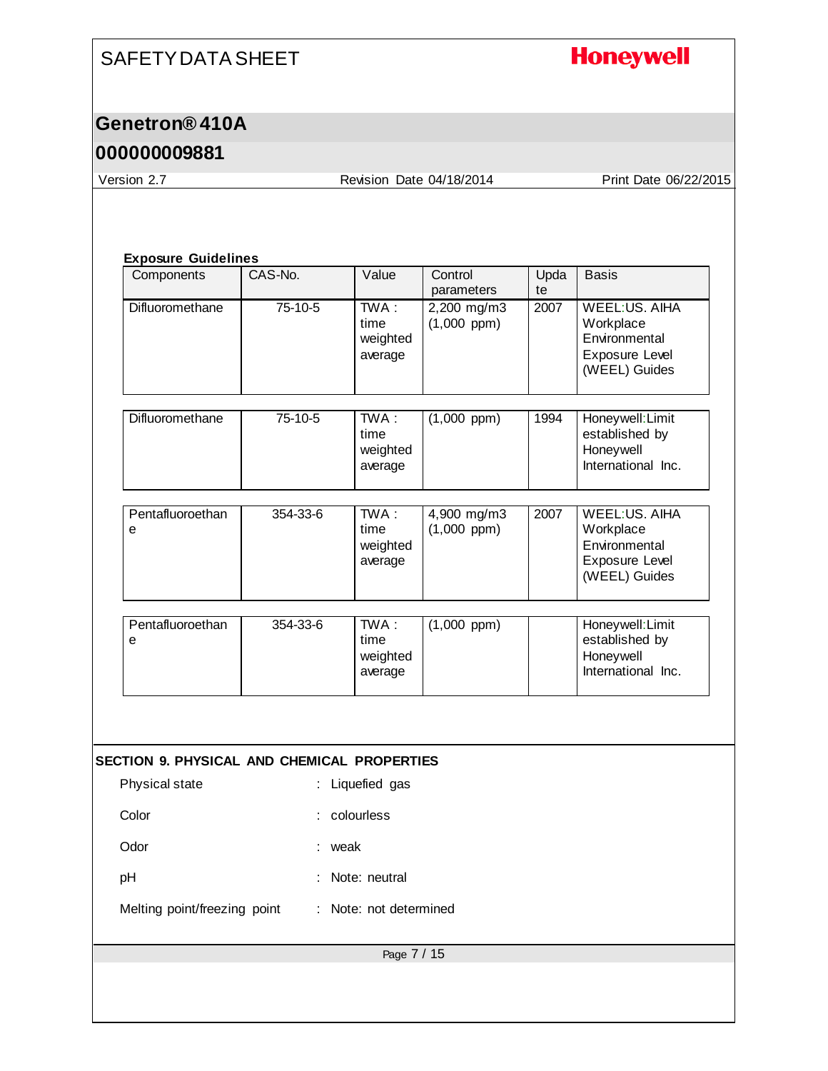**Exposure Guidelines**

| Components | CAS-No. | Value | Control parameters | Update | Basis |
|---|---|---|---|---|---|
| Difluoromethane | 75-10-5 | TWA : time weighted average | 2,200 mg/m3 (1,000 ppm) | 2007 | WEEL:US. AIHA Workplace Environmental Exposure Level (WEEL) Guides |
| Difluoromethane | 75-10-5 | TWA : time weighted average | (1,000 ppm) | 1994 | Honeywell:Limit established by Honeywell International Inc. |
| Pentafluoroethane | 354-33-6 | TWA : time weighted average | 4,900 mg/m3 (1,000 ppm) | 2007 | WEEL:US. AIHA Workplace Environmental Exposure Level (WEEL) Guides |
| Pentafluoroethane | 354-33-6 | TWA : time weighted average | (1,000 ppm) | | Honeywell:Limit established by Honeywell International Inc. |

## SECTION 9. PHYSICAL AND CHEMICAL PROPERTIES

| | |
|---|---|
| Physical state | : Liquefied gas |
| Color | : colourless |
| Odor | : weak |
| pH | : Note: neutral |
| Melting point/freezing point | : Note: not determined |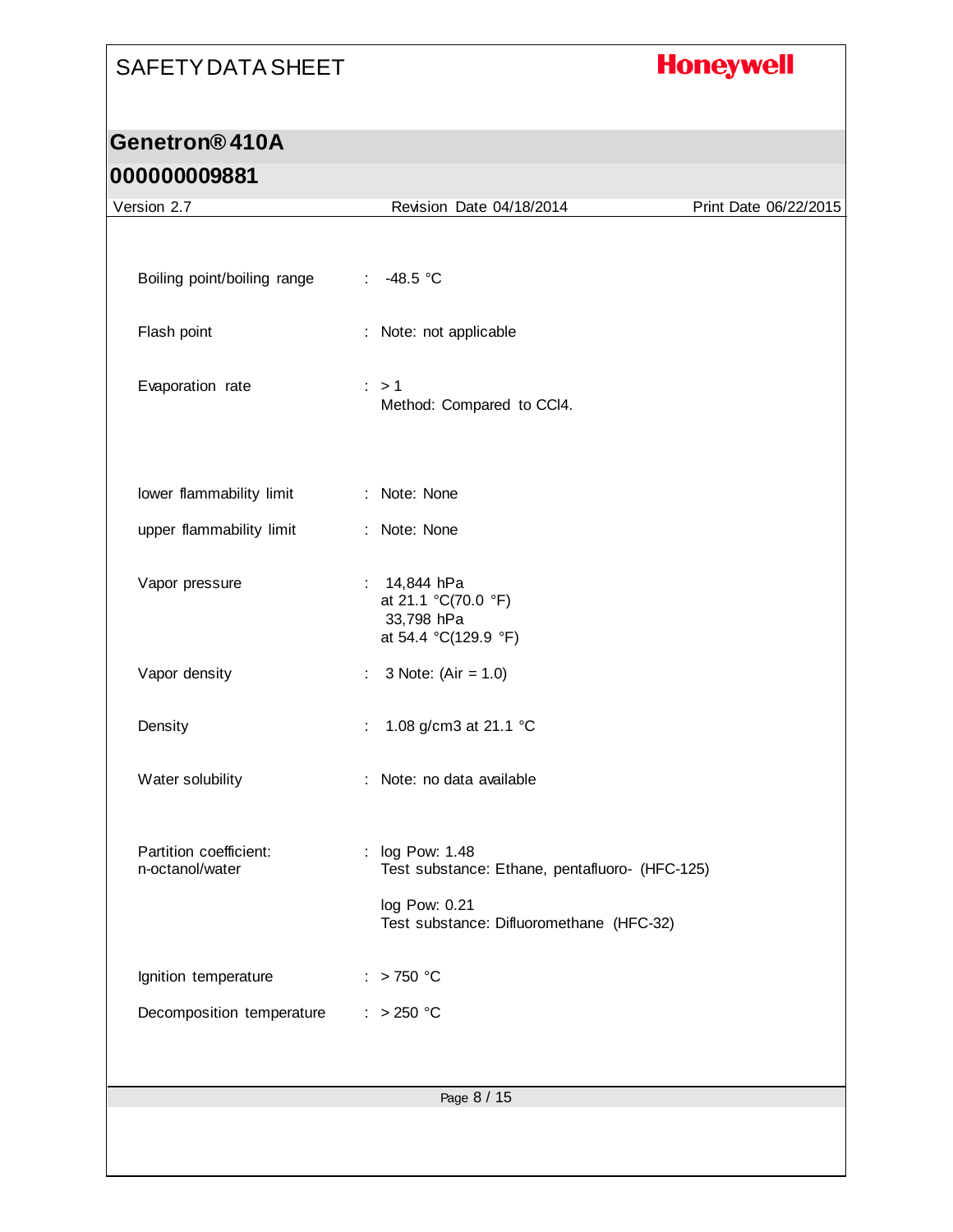| Property | | Value |
|---|---|---|
| Boiling point/boiling range | : | -48.5 °C |
| Flash point | : | Note: not applicable |
| Evaporation rate | : | > 1<br>Method: Compared to $CCl_4$. |
| lower flammability limit | : | Note: None |
| upper flammability limit | : | Note: None |
| Vapor pressure | : | 14,844 hPa<br>at 21.1 °C(70.0 °F)<br>33,798 hPa<br>at 54.4 °C(129.9 °F) |
| Vapor density | : | 3 Note: (Air = 1.0) |
| Density | : | 1.08 g/cm3 at 21.1 °C |
| Water solubility | : | Note: no data available |
| Partition coefficient: n-octanol/water | : | log Pow: 1.48<br>Test substance: Ethane, pentafluoro- (HFC-125)<br><br>log Pow: 0.21<br>Test substance: Difluoromethane (HFC-32) |
| Ignition temperature | : | > 750 °C |
| Decomposition temperature | : | > 250 °C |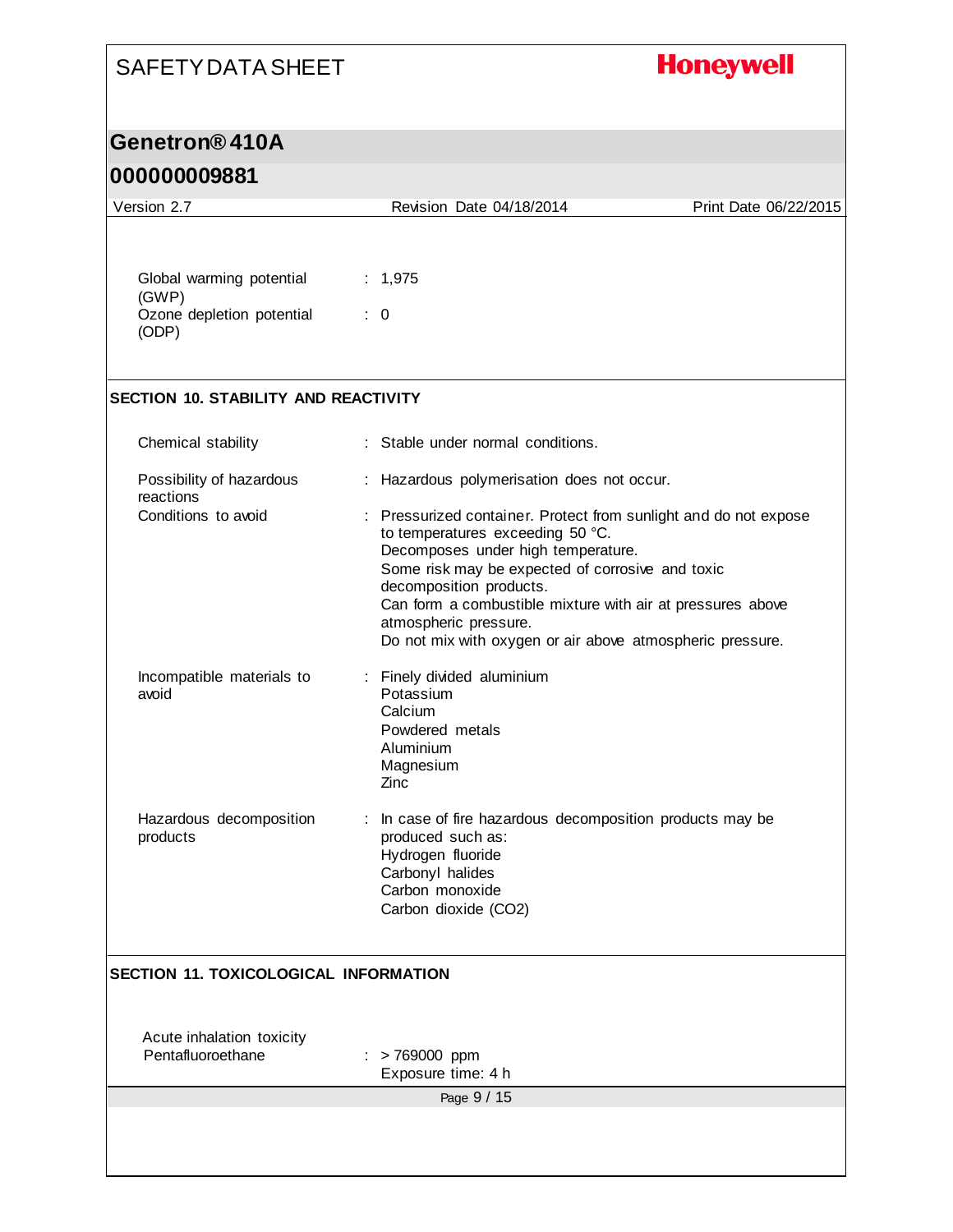| | | |
|---|---|---|
| Global warming potential (GWP) | : | 1,975 |
| Ozone depletion potential (ODP) | : | 0 |

## SECTION 10. STABILITY AND REACTIVITY

| | | |
|---|---|---|
| Chemical stability | : | Stable under normal conditions. |
| Possibility of hazardous reactions | : | Hazardous polymerisation does not occur. |
| Conditions to avoid | : | Pressurized container. Protect from sunlight and do not expose to temperatures exceeding 50 °C.<br>Decomposes under high temperature.<br>Some risk may be expected of corrosive and toxic decomposition products.<br>Can form a combustible mixture with air at pressures above atmospheric pressure.<br>Do not mix with oxygen or air above atmospheric pressure. |
| Incompatible materials to avoid | : | Finely divided aluminium<br>Potassium<br>Calcium<br>Powdered metals<br>Aluminium<br>Magnesium<br>Zinc |
| Hazardous decomposition products | : | In case of fire hazardous decomposition products may be produced such as:<br>Hydrogen fluoride<br>Carbonyl halides<br>Carbon monoxide<br>Carbon dioxide ($CO_2$) |

## SECTION 11. TOXICOLOGICAL INFORMATION

Acute inhalation toxicity

| | | |
|---|---|---|
| Pentafluoroethane | : | > 769000 ppm<br>Exposure time: 4 h |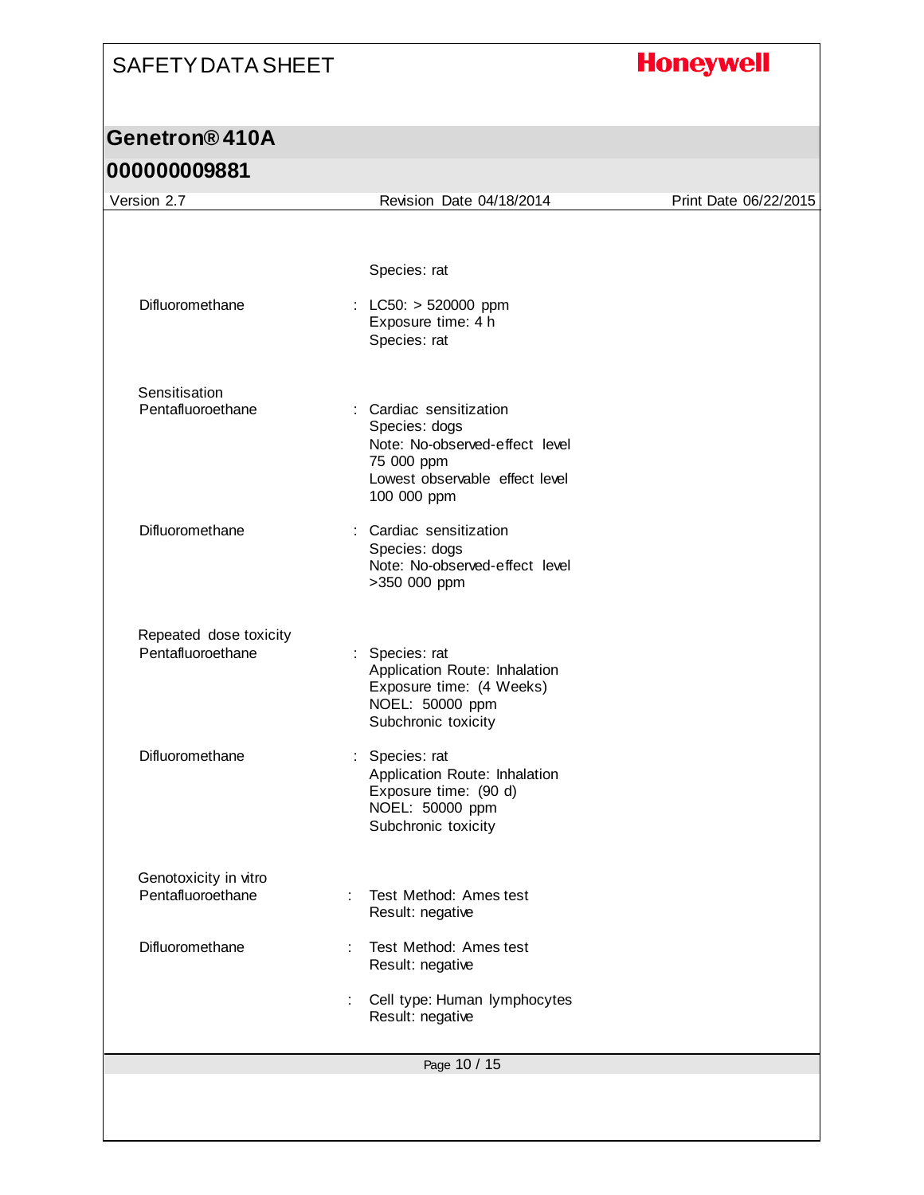Species: rat

| | | |
|---|---|---|
| Difluoromethane | : | LC50: > 520000 ppm<br>Exposure time: 4 h<br>Species: rat |

Sensitisation

| | | |
|---|---|---|
| Pentafluoroethane | : | Cardiac sensitization<br>Species: dogs<br>Note: No-observed-effect level 75 000 ppm<br>Lowest observable effect level 100 000 ppm |
| Difluoromethane | : | Cardiac sensitization<br>Species: dogs<br>Note: No-observed-effect level >350 000 ppm |

Repeated dose toxicity

| | | |
|---|---|---|
| Pentafluoroethane | : | Species: rat<br>Application Route: Inhalation<br>Exposure time: (4 Weeks)<br>NOEL: 50000 ppm<br>Subchronic toxicity |
| Difluoromethane | : | Species: rat<br>Application Route: Inhalation<br>Exposure time: (90 d)<br>NOEL: 50000 ppm<br>Subchronic toxicity |

Genotoxicity in vitro

| | | |
|---|---|---|
| Pentafluoroethane | : | Test Method: Ames test<br>Result: negative |
| Difluoromethane | : | Test Method: Ames test<br>Result: negative |
| | : | Cell type: Human lymphocytes<br>Result: negative |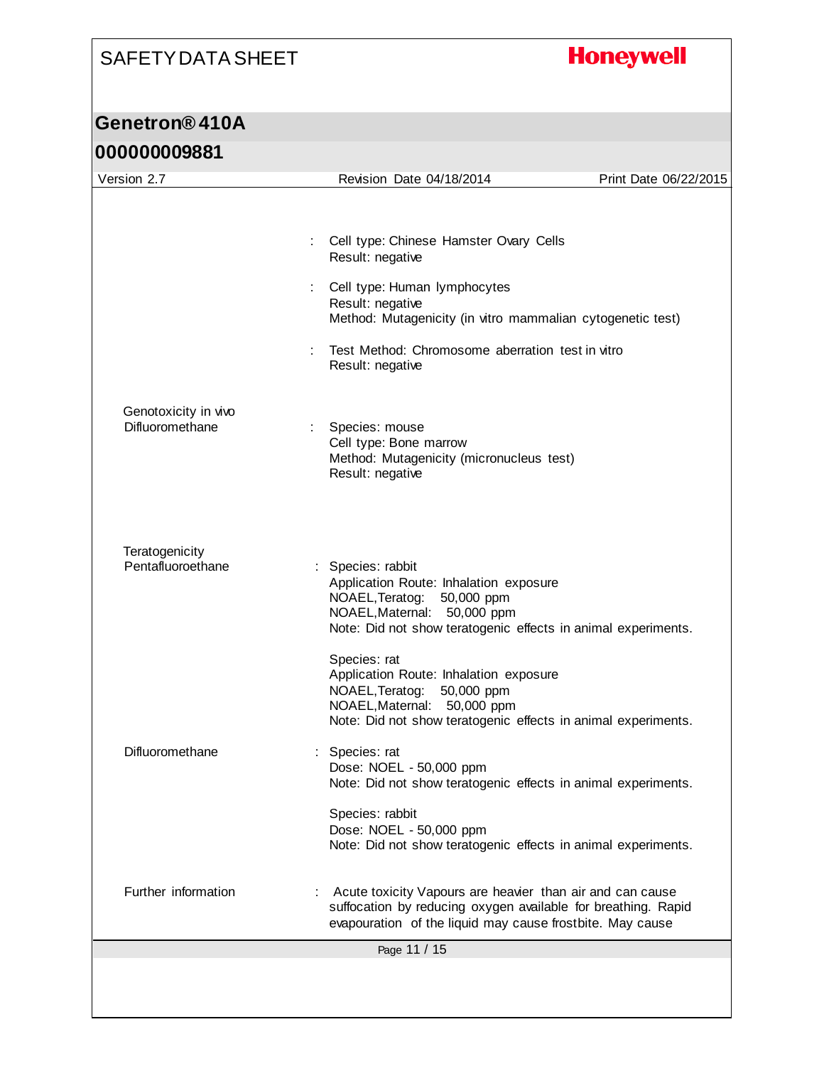| | |
|---|---|
| | : Cell type: Chinese Hamster Ovary Cells<br>Result: negative |
| | : Cell type: Human lymphocytes<br>Result: negative<br>Method: Mutagenicity (in vitro mammalian cytogenetic test) |
| | : Test Method: Chromosome aberration test in vitro<br>Result: negative |
| Genotoxicity in vivo<br>Difluoromethane | : Species: mouse<br>Cell type: Bone marrow<br>Method: Mutagenicity (micronucleus test)<br>Result: negative |
| Teratogenicity<br>Pentafluoroethane | : Species: rabbit<br>Application Route: Inhalation exposure<br>NOAEL,Teratog: 50,000 ppm<br>NOAEL,Maternal: 50,000 ppm<br>Note: Did not show teratogenic effects in animal experiments. |
| | Species: rat<br>Application Route: Inhalation exposure<br>NOAEL,Teratog: 50,000 ppm<br>NOAEL,Maternal: 50,000 ppm<br>Note: Did not show teratogenic effects in animal experiments. |
| Difluoromethane | : Species: rat<br>Dose: NOEL - 50,000 ppm<br>Note: Did not show teratogenic effects in animal experiments. |
| | Species: rabbit<br>Dose: NOEL - 50,000 ppm<br>Note: Did not show teratogenic effects in animal experiments. |
| Further information | : Acute toxicity Vapours are heavier than air and can cause suffocation by reducing oxygen available for breathing. Rapid evapouration of the liquid may cause frostbite. May cause |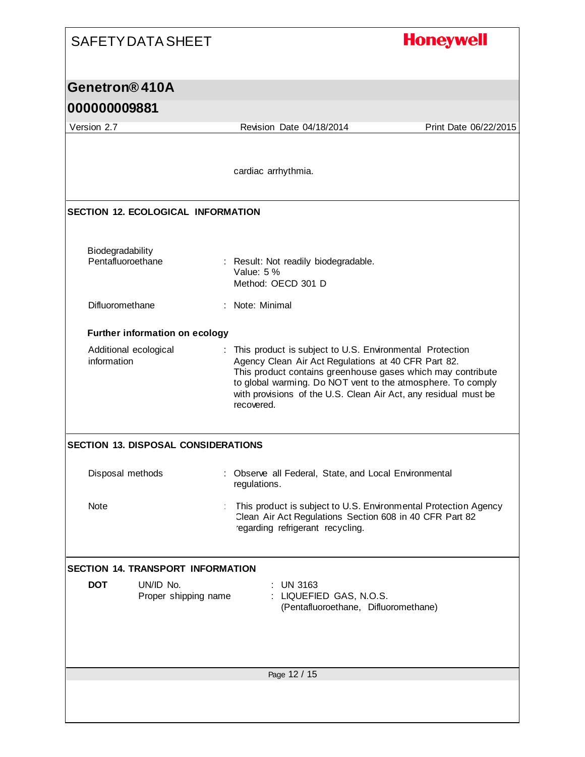cardiac arrhythmia.

## SECTION 12. ECOLOGICAL INFORMATION

**Biodegradability**

| | |
|---|---|
| Pentafluoroethane | : Result: Not readily biodegradable.<br>Value: 5 %<br>Method: OECD 301 D |
| Difluoromethane | : Note: Minimal |

**Further information on ecology**

| | |
|---|---|
| Additional ecological information | : This product is subject to U.S. Environmental Protection Agency Clean Air Act Regulations at 40 CFR Part 82.<br>This product contains greenhouse gases which may contribute to global warming. Do NOT vent to the atmosphere. To comply with provisions of the U.S. Clean Air Act, any residual must be recovered. |

## SECTION 13. DISPOSAL CONSIDERATIONS

| | |
|---|---|
| Disposal methods | : Observe all Federal, State, and Local Environmental regulations. |
| Note | : This product is subject to U.S. Environmental Protection Agency Clean Air Act Regulations Section 608 in 40 CFR Part 82 regarding refrigerant recycling. |

## SECTION 14. TRANSPORT INFORMATION

**DOT**

| | |
|---|---|
| UN/ID No. | : UN 3163 |
| Proper shipping name | : LIQUEFIED GAS, N.O.S.<br>(Pentafluoroethane, Difluoromethane) |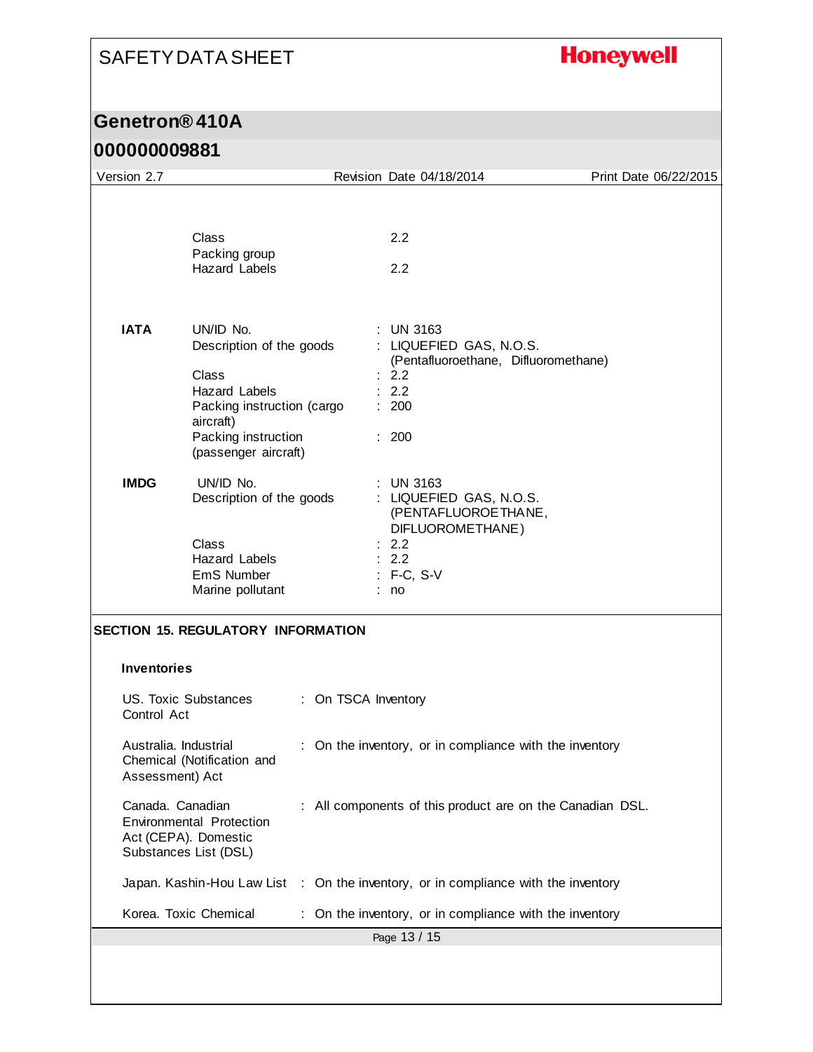| | | |
|---|---|---|
| | Class | 2.2 |
| | Packing group | |
| | Hazard Labels | 2.2 |
| **IATA** | UN/ID No. | : UN 3163 |
| | Description of the goods | : LIQUEFIED GAS, N.O.S. (Pentafluoroethane, Difluoromethane) |
| | Class | : 2.2 |
| | Hazard Labels | : 2.2 |
| | Packing instruction (cargo aircraft) | : 200 |
| | Packing instruction (passenger aircraft) | : 200 |
| **IMDG** | UN/ID No. | : UN 3163 |
| | Description of the goods | : LIQUEFIED GAS, N.O.S. (PENTAFLUOROETHANE, DIFLUOROMETHANE) |
| | Class | : 2.2 |
| | Hazard Labels | : 2.2 |
| | EmS Number | : F-C, S-V |
| | Marine pollutant | : no |

## SECTION 15. REGULATORY INFORMATION

### Inventories

| | |
|---|---|
| US. Toxic Substances Control Act | : On TSCA Inventory |
| Australia. Industrial Chemical (Notification and Assessment) Act | : On the inventory, or in compliance with the inventory |
| Canada. Canadian Environmental Protection Act (CEPA). Domestic Substances List (DSL) | : All components of this product are on the Canadian DSL. |
| Japan. Kashin-Hou Law List | : On the inventory, or in compliance with the inventory |
| Korea. Toxic Chemical | : On the inventory, or in compliance with the inventory |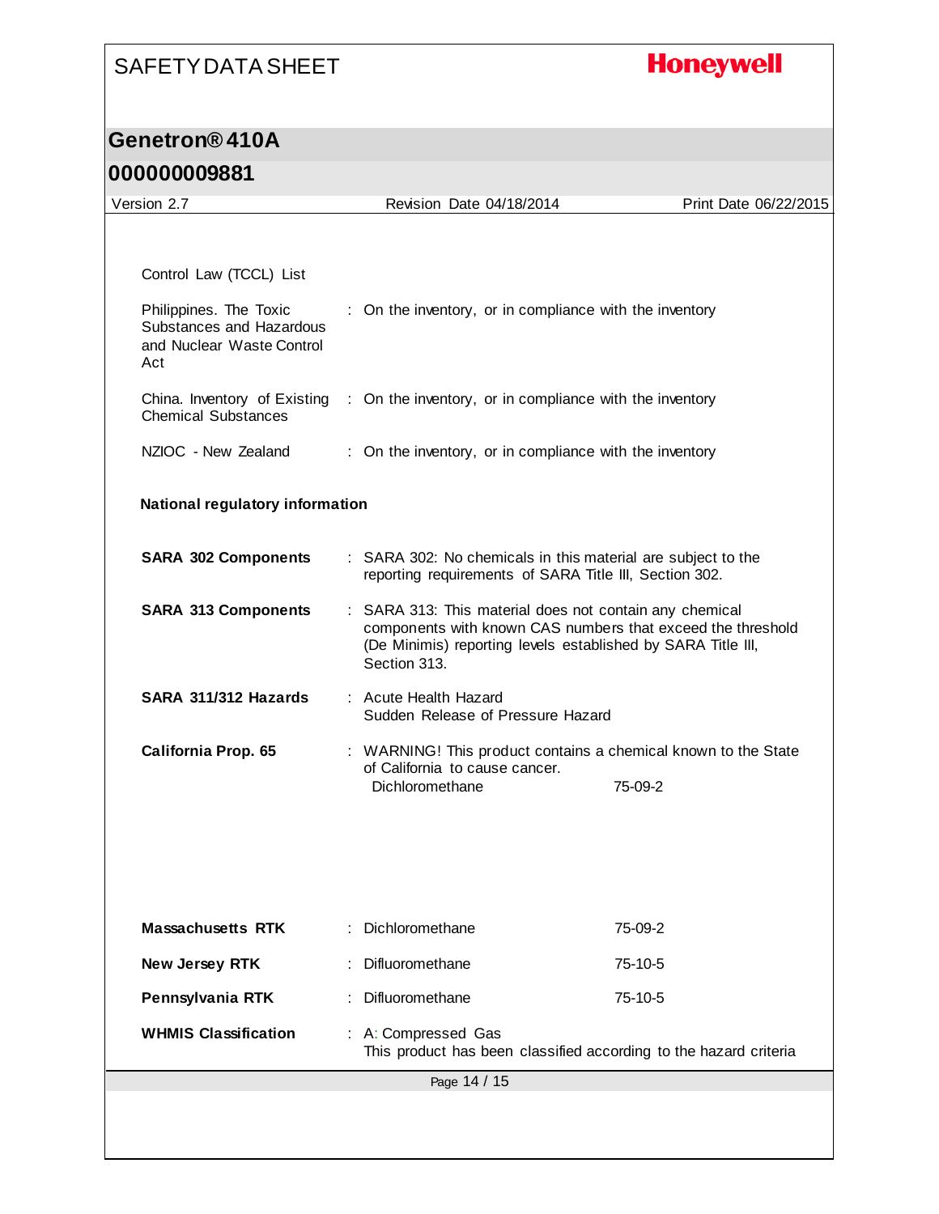Control Law (TCCL) List

Philippines. The Toxic Substances and Hazardous and Nuclear Waste Control Act : On the inventory, or in compliance with the inventory

China. Inventory of Existing Chemical Substances : On the inventory, or in compliance with the inventory

NZIOC - New Zealand : On the inventory, or in compliance with the inventory

**National regulatory information**

**SARA 302 Components** : SARA 302: No chemicals in this material are subject to the reporting requirements of SARA Title III, Section 302.

**SARA 313 Components** : SARA 313: This material does not contain any chemical components with known CAS numbers that exceed the threshold (De Minimis) reporting levels established by SARA Title III, Section 313.

**SARA 311/312 Hazards** : Acute Health Hazard
Sudden Release of Pressure Hazard

**California Prop. 65** : WARNING! This product contains a chemical known to the State of California to cause cancer.

| | |
|---|---|
| Dichloromethane | 75-09-2 |

| | | |
|---|---|---|
| **Massachusetts RTK** | : Dichloromethane | 75-09-2 |
| **New Jersey RTK** | : Difluoromethane | 75-10-5 |
| **Pennsylvania RTK** | : Difluoromethane | 75-10-5 |

**WHMIS Classification** : A: Compressed Gas
This product has been classified according to the hazard criteria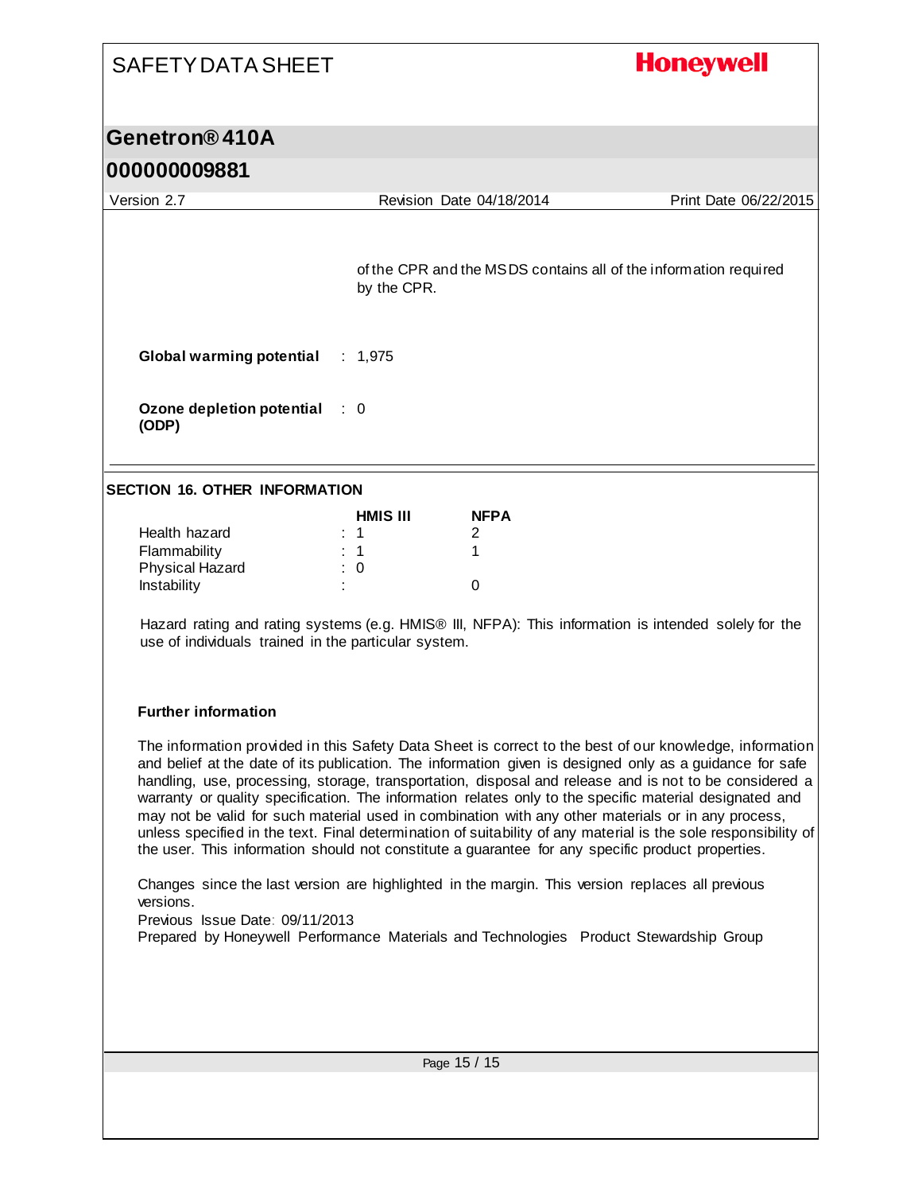of the CPR and the MSDS contains all of the information required by the CPR.

**Global warming potential** : 1,975

**Ozone depletion potential (ODP)** : 0

## SECTION 16. OTHER INFORMATION

| | HMIS III | NFPA |
|---|---|---|
| Health hazard | : 1 | 2 |
| Flammability | : 1 | 1 |
| Physical Hazard | : 0 | |
| Instability | : | 0 |

Hazard rating and rating systems (e.g. HMIS® III, NFPA): This information is intended solely for the use of individuals trained in the particular system.

**Further information**

The information provided in this Safety Data Sheet is correct to the best of our knowledge, information and belief at the date of its publication. The information given is designed only as a guidance for safe handling, use, processing, storage, transportation, disposal and release and is not to be considered a warranty or quality specification. The information relates only to the specific material designated and may not be valid for such material used in combination with any other materials or in any process, unless specified in the text. Final determination of suitability of any material is the sole responsibility of the user. This information should not constitute a guarantee for any specific product properties.

Changes since the last version are highlighted in the margin. This version replaces all previous versions.
Previous Issue Date: 09/11/2013
Prepared by Honeywell Performance Materials and Technologies Product Stewardship Group